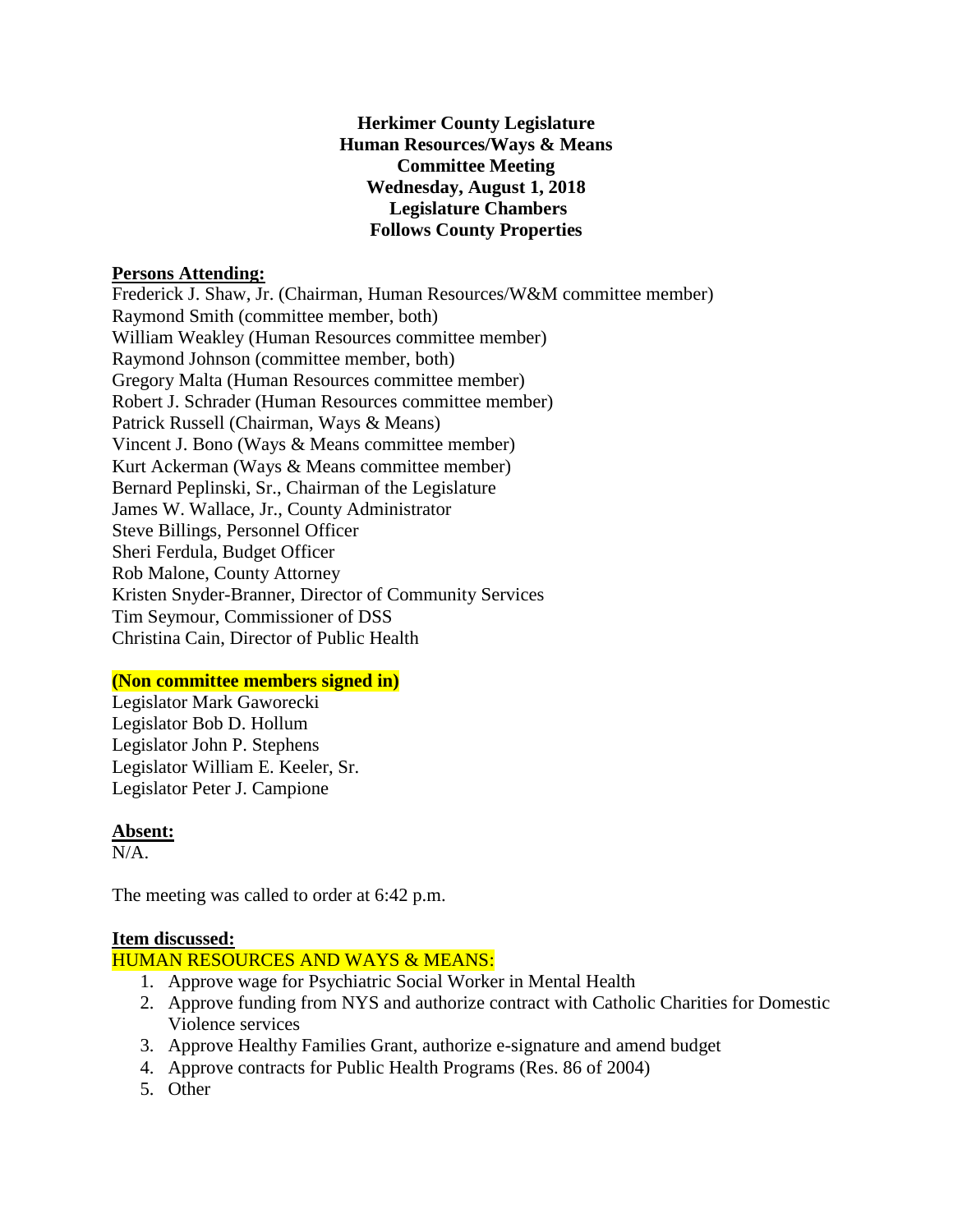**Herkimer County Legislature**
**Human Resources/Ways & Means**
**Committee Meeting**
**Wednesday, August 1, 2018**
**Legislature Chambers**
**Follows County Properties**

**Persons Attending:**

Frederick J. Shaw, Jr. (Chairman, Human Resources/W&M committee member)
Raymond Smith (committee member, both)
William Weakley (Human Resources committee member)
Raymond Johnson (committee member, both)
Gregory Malta (Human Resources committee member)
Robert J. Schrader (Human Resources committee member)
Patrick Russell (Chairman, Ways & Means)
Vincent J. Bono (Ways & Means committee member)
Kurt Ackerman (Ways & Means committee member)
Bernard Peplinski, Sr., Chairman of the Legislature
James W. Wallace, Jr., County Administrator
Steve Billings, Personnel Officer
Sheri Ferdula, Budget Officer
Rob Malone, County Attorney
Kristen Snyder-Branner, Director of Community Services
Tim Seymour, Commissioner of DSS
Christina Cain, Director of Public Health

**(Non committee members signed in)**

Legislator Mark Gaworecki
Legislator Bob D. Hollum
Legislator John P. Stephens
Legislator William E. Keeler, Sr.
Legislator Peter J. Campione

**Absent:**

N/A.

The meeting was called to order at 6:42 p.m.

**Item discussed:**

HUMAN RESOURCES AND WAYS & MEANS:

1. Approve wage for Psychiatric Social Worker in Mental Health
2. Approve funding from NYS and authorize contract with Catholic Charities for Domestic Violence services
3. Approve Healthy Families Grant, authorize e-signature and amend budget
4. Approve contracts for Public Health Programs (Res. 86 of 2004)
5. Other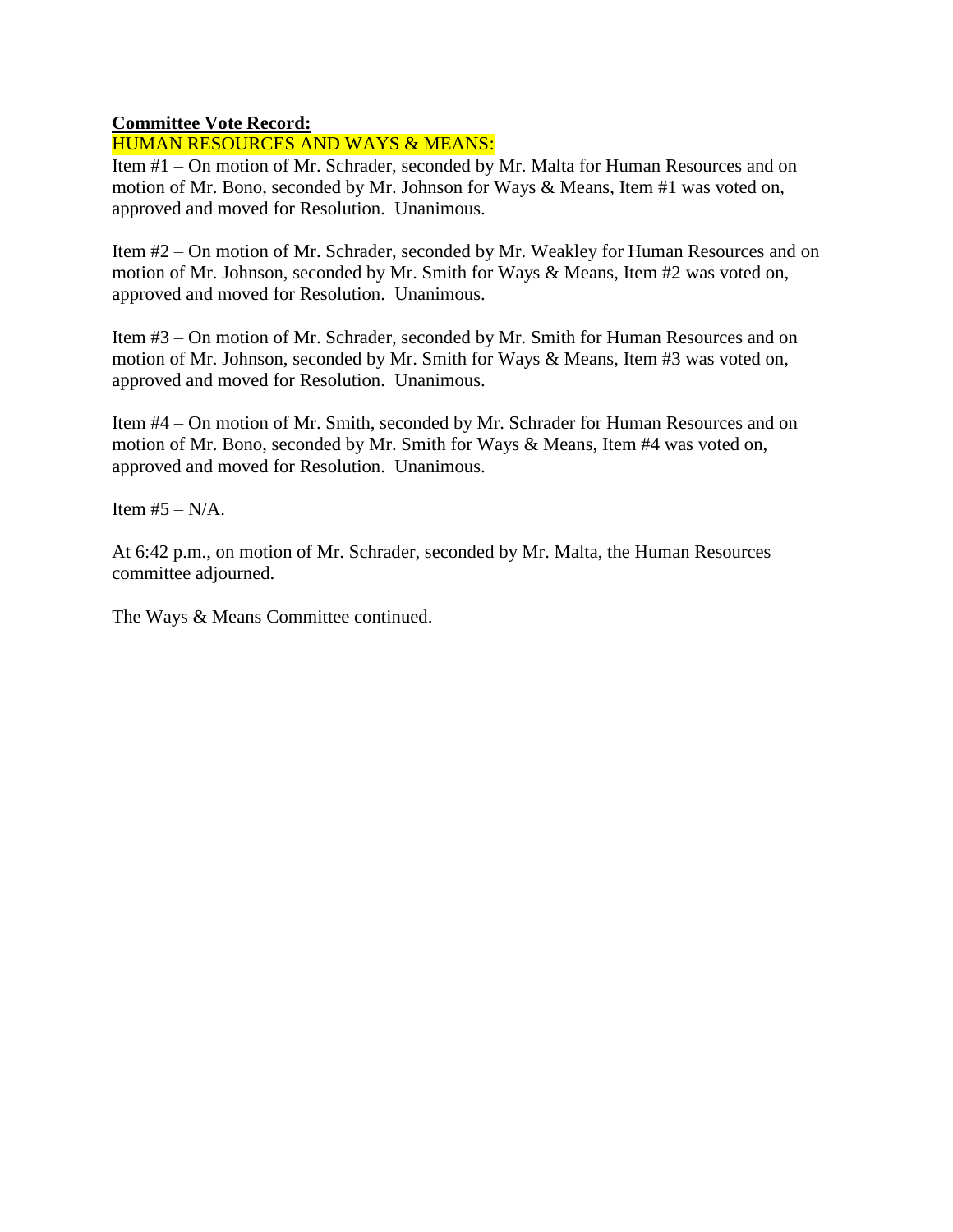**Committee Vote Record:**

HUMAN RESOURCES AND WAYS & MEANS:

Item #1 – On motion of Mr. Schrader, seconded by Mr. Malta for Human Resources and on motion of Mr. Bono, seconded by Mr. Johnson for Ways & Means, Item #1 was voted on, approved and moved for Resolution. Unanimous.

Item #2 – On motion of Mr. Schrader, seconded by Mr. Weakley for Human Resources and on motion of Mr. Johnson, seconded by Mr. Smith for Ways & Means, Item #2 was voted on, approved and moved for Resolution. Unanimous.

Item #3 – On motion of Mr. Schrader, seconded by Mr. Smith for Human Resources and on motion of Mr. Johnson, seconded by Mr. Smith for Ways & Means, Item #3 was voted on, approved and moved for Resolution. Unanimous.

Item #4 – On motion of Mr. Smith, seconded by Mr. Schrader for Human Resources and on motion of Mr. Bono, seconded by Mr. Smith for Ways & Means, Item #4 was voted on, approved and moved for Resolution. Unanimous.

Item #5 – N/A.

At 6:42 p.m., on motion of Mr. Schrader, seconded by Mr. Malta, the Human Resources committee adjourned.

The Ways & Means Committee continued.